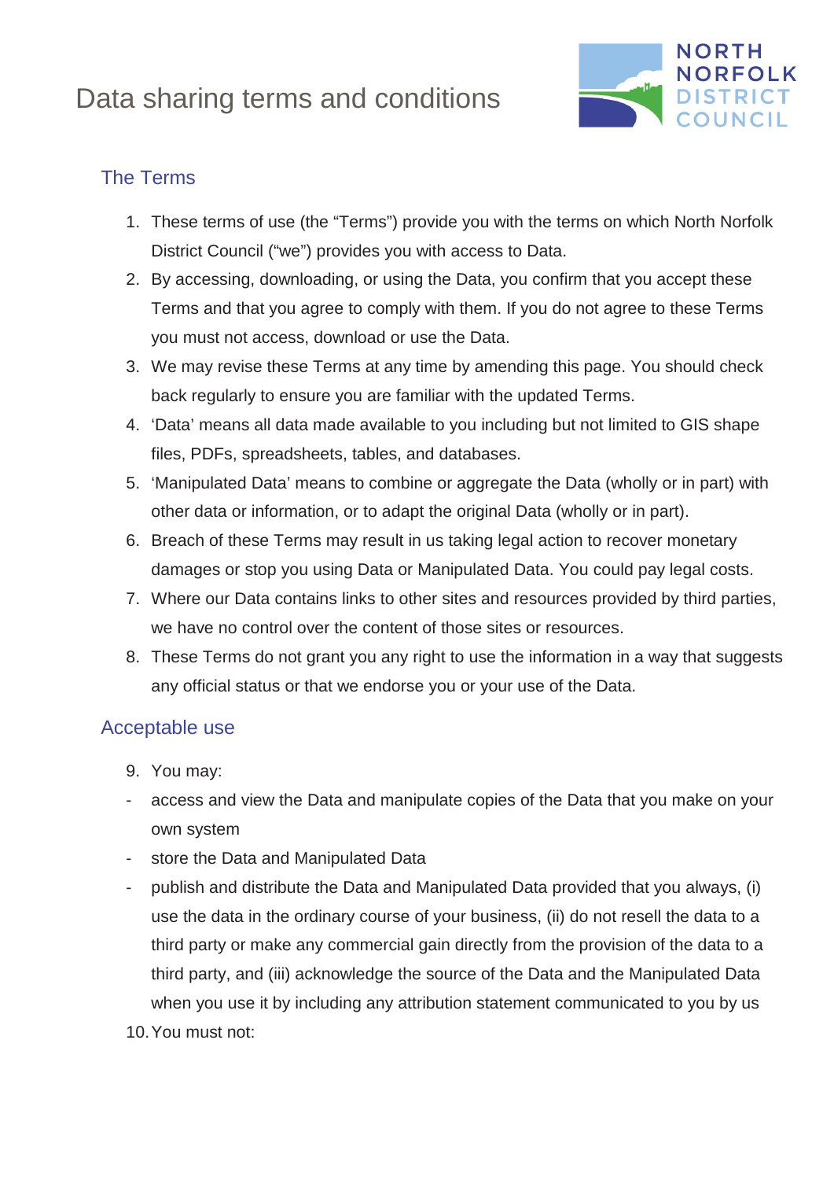# Data sharing terms and conditions

## The Terms

1. These terms of use (the "Terms") provide you with the terms on which North Norfolk District Council ("we") provides you with access to Data.
2. By accessing, downloading, or using the Data, you confirm that you accept these Terms and that you agree to comply with them. If you do not agree to these Terms you must not access, download or use the Data.
3. We may revise these Terms at any time by amending this page. You should check back regularly to ensure you are familiar with the updated Terms.
4. 'Data' means all data made available to you including but not limited to GIS shape files, PDFs, spreadsheets, tables, and databases.
5. 'Manipulated Data' means to combine or aggregate the Data (wholly or in part) with other data or information, or to adapt the original Data (wholly or in part).
6. Breach of these Terms may result in us taking legal action to recover monetary damages or stop you using Data or Manipulated Data. You could pay legal costs.
7. Where our Data contains links to other sites and resources provided by third parties, we have no control over the content of those sites or resources.
8. These Terms do not grant you any right to use the information in a way that suggests any official status or that we endorse you or your use of the Data.

## Acceptable use

9. You may:

- access and view the Data and manipulate copies of the Data that you make on your own system
- store the Data and Manipulated Data
- publish and distribute the Data and Manipulated Data provided that you always, (i) use the data in the ordinary course of your business, (ii) do not resell the data to a third party or make any commercial gain directly from the provision of the data to a third party, and (iii) acknowledge the source of the Data and the Manipulated Data when you use it by including any attribution statement communicated to you by us

10. You must not: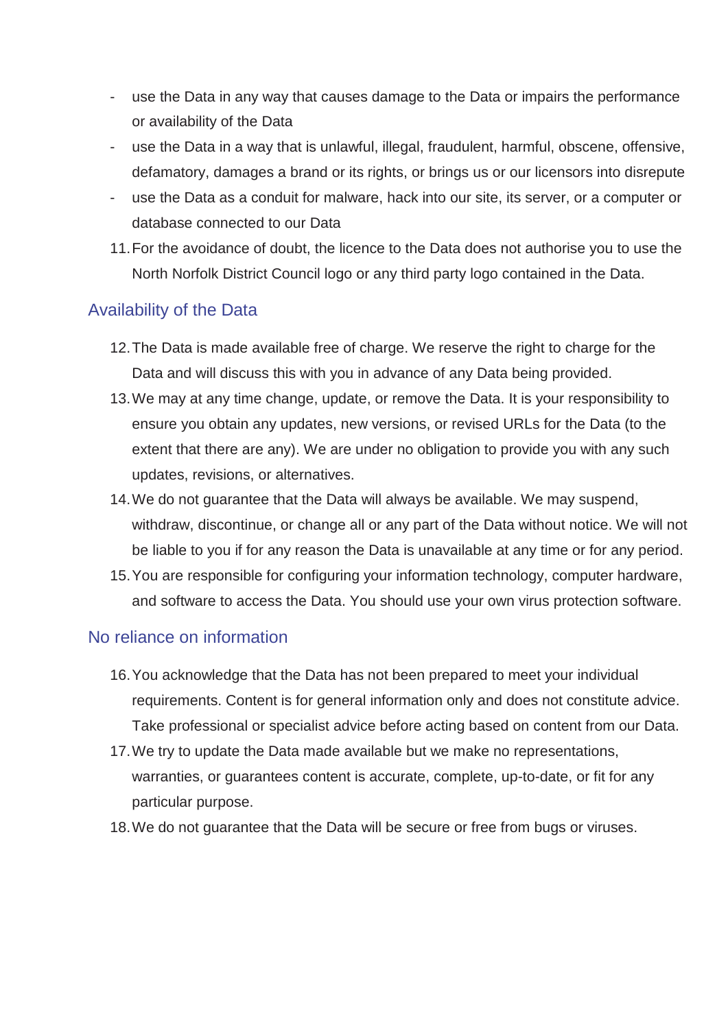- use the Data in any way that causes damage to the Data or impairs the performance or availability of the Data
- use the Data in a way that is unlawful, illegal, fraudulent, harmful, obscene, offensive, defamatory, damages a brand or its rights, or brings us or our licensors into disrepute
- use the Data as a conduit for malware, hack into our site, its server, or a computer or database connected to our Data

11. For the avoidance of doubt, the licence to the Data does not authorise you to use the North Norfolk District Council logo or any third party logo contained in the Data.

## Availability of the Data

12. The Data is made available free of charge. We reserve the right to charge for the Data and will discuss this with you in advance of any Data being provided.
13. We may at any time change, update, or remove the Data. It is your responsibility to ensure you obtain any updates, new versions, or revised URLs for the Data (to the extent that there are any). We are under no obligation to provide you with any such updates, revisions, or alternatives.
14. We do not guarantee that the Data will always be available. We may suspend, withdraw, discontinue, or change all or any part of the Data without notice. We will not be liable to you if for any reason the Data is unavailable at any time or for any period.
15. You are responsible for configuring your information technology, computer hardware, and software to access the Data. You should use your own virus protection software.

## No reliance on information

16. You acknowledge that the Data has not been prepared to meet your individual requirements. Content is for general information only and does not constitute advice. Take professional or specialist advice before acting based on content from our Data.
17. We try to update the Data made available but we make no representations, warranties, or guarantees content is accurate, complete, up-to-date, or fit for any particular purpose.
18. We do not guarantee that the Data will be secure or free from bugs or viruses.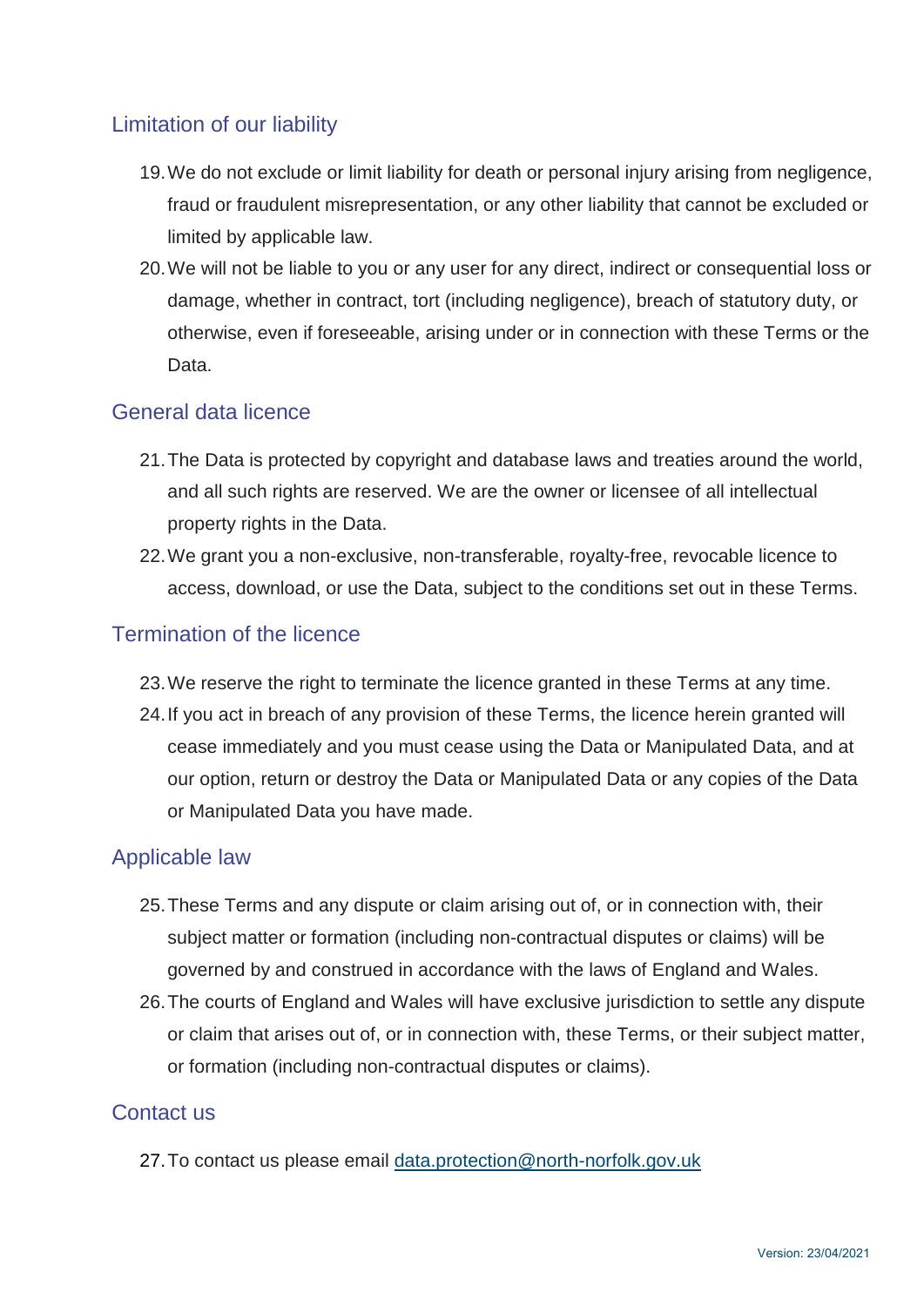## Limitation of our liability

19. We do not exclude or limit liability for death or personal injury arising from negligence, fraud or fraudulent misrepresentation, or any other liability that cannot be excluded or limited by applicable law.
20. We will not be liable to you or any user for any direct, indirect or consequential loss or damage, whether in contract, tort (including negligence), breach of statutory duty, or otherwise, even if foreseeable, arising under or in connection with these Terms or the Data.

## General data licence

21. The Data is protected by copyright and database laws and treaties around the world, and all such rights are reserved. We are the owner or licensee of all intellectual property rights in the Data.
22. We grant you a non-exclusive, non-transferable, royalty-free, revocable licence to access, download, or use the Data, subject to the conditions set out in these Terms.

## Termination of the licence

23. We reserve the right to terminate the licence granted in these Terms at any time.
24. If you act in breach of any provision of these Terms, the licence herein granted will cease immediately and you must cease using the Data or Manipulated Data, and at our option, return or destroy the Data or Manipulated Data or any copies of the Data or Manipulated Data you have made.

## Applicable law

25. These Terms and any dispute or claim arising out of, or in connection with, their subject matter or formation (including non-contractual disputes or claims) will be governed by and construed in accordance with the laws of England and Wales.
26. The courts of England and Wales will have exclusive jurisdiction to settle any dispute or claim that arises out of, or in connection with, these Terms, or their subject matter, or formation (including non-contractual disputes or claims).

## Contact us

27. To contact us please email [data.protection@north-norfolk.gov.uk](mailto:data.protection@north-norfolk.gov.uk)

Version: 23/04/2021